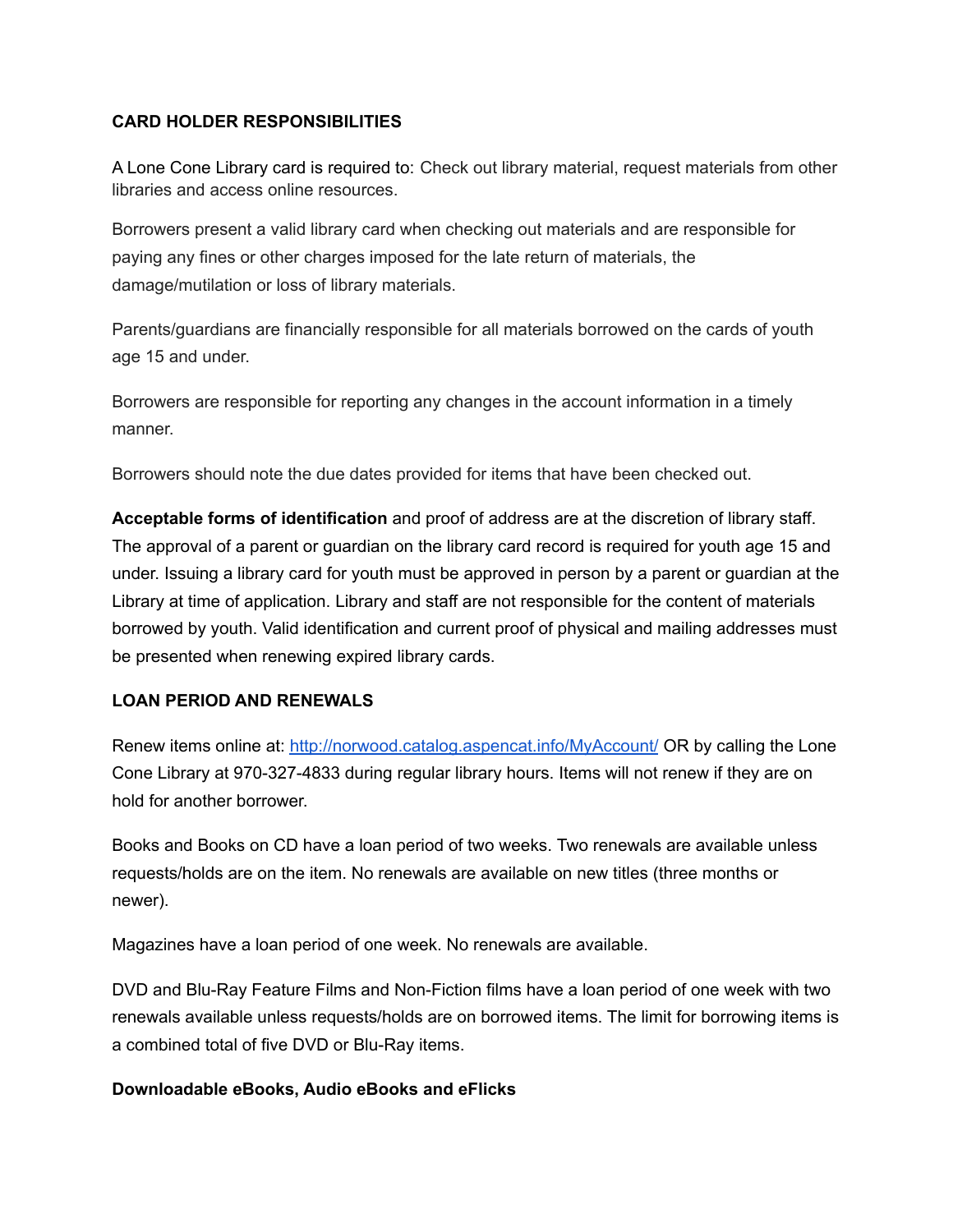## CARD HOLDER RESPONSIBILITIES

A Lone Cone Library card is required to: Check out library material, request materials from other libraries and access online resources.

Borrowers present a valid library card when checking out materials and are responsible for paying any fines or other charges imposed for the late return of materials, the damage/mutilation or loss of library materials.

Parents/guardians are financially responsible for all materials borrowed on the cards of youth age 15 and under.

Borrowers are responsible for reporting any changes in the account information in a timely manner.

Borrowers should note the due dates provided for items that have been checked out.

**Acceptable forms of identification** and proof of address are at the discretion of library staff. The approval of a parent or guardian on the library card record is required for youth age 15 and under. Issuing a library card for youth must be approved in person by a parent or guardian at the Library at time of application. Library and staff are not responsible for the content of materials borrowed by youth. Valid identification and current proof of physical and mailing addresses must be presented when renewing expired library cards.

## LOAN PERIOD AND RENEWALS

Renew items online at: [http://norwood.catalog.aspencat.info/MyAccount/](http://norwood.catalog.aspencat.info/MyAccount/) OR by calling the Lone Cone Library at 970-327-4833 during regular library hours. Items will not renew if they are on hold for another borrower.

Books and Books on CD have a loan period of two weeks. Two renewals are available unless requests/holds are on the item. No renewals are available on new titles (three months or newer).

Magazines have a loan period of one week. No renewals are available.

DVD and Blu-Ray Feature Films and Non-Fiction films have a loan period of one week with two renewals available unless requests/holds are on borrowed items. The limit for borrowing items is a combined total of five DVD or Blu-Ray items.

### Downloadable eBooks, Audio eBooks and eFlicks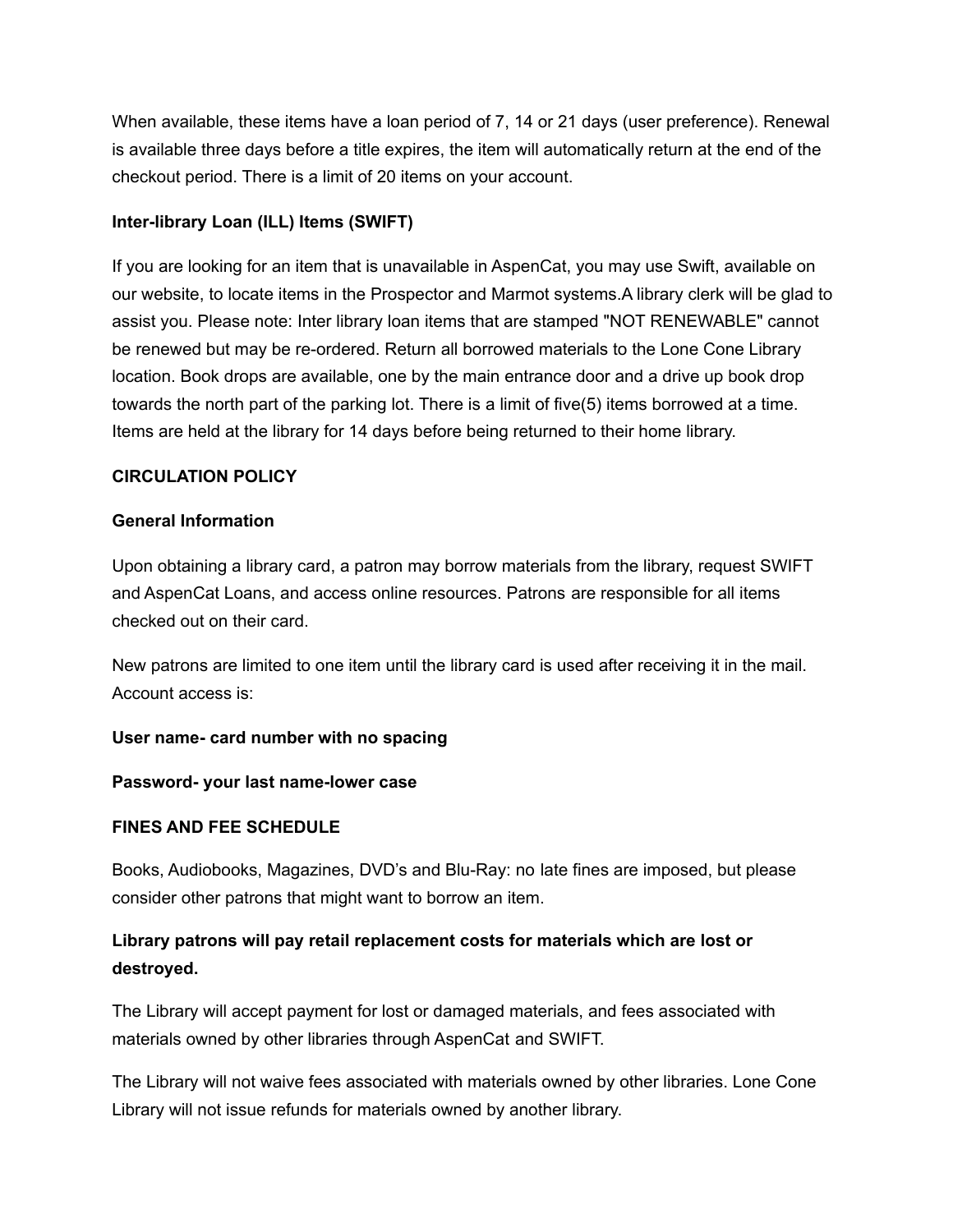When available, these items have a loan period of 7, 14 or 21 days (user preference). Renewal is available three days before a title expires, the item will automatically return at the end of the checkout period. There is a limit of 20 items on your account.

**Inter-library Loan (ILL) Items (SWIFT)**

If you are looking for an item that is unavailable in AspenCat, you may use Swift, available on our website, to locate items in the Prospector and Marmot systems.A library clerk will be glad to assist you. Please note: Inter library loan items that are stamped "NOT RENEWABLE" cannot be renewed but may be re-ordered. Return all borrowed materials to the Lone Cone Library location. Book drops are available, one by the main entrance door and a drive up book drop towards the north part of the parking lot. There is a limit of five(5) items borrowed at a time. Items are held at the library for 14 days before being returned to their home library.

**CIRCULATION POLICY**

**General Information**

Upon obtaining a library card, a patron may borrow materials from the library, request SWIFT and AspenCat Loans, and access online resources. Patrons are responsible for all items checked out on their card.

New patrons are limited to one item until the library card is used after receiving it in the mail. Account access is:

**User name- card number with no spacing**

**Password- your last name-lower case**

**FINES AND FEE SCHEDULE**

Books, Audiobooks, Magazines, DVD's and Blu-Ray: no late fines are imposed, but please consider other patrons that might want to borrow an item.

**Library patrons will pay retail replacement costs for materials which are lost or destroyed.**

The Library will accept payment for lost or damaged materials, and fees associated with materials owned by other libraries through AspenCat and SWIFT.

The Library will not waive fees associated with materials owned by other libraries. Lone Cone Library will not issue refunds for materials owned by another library.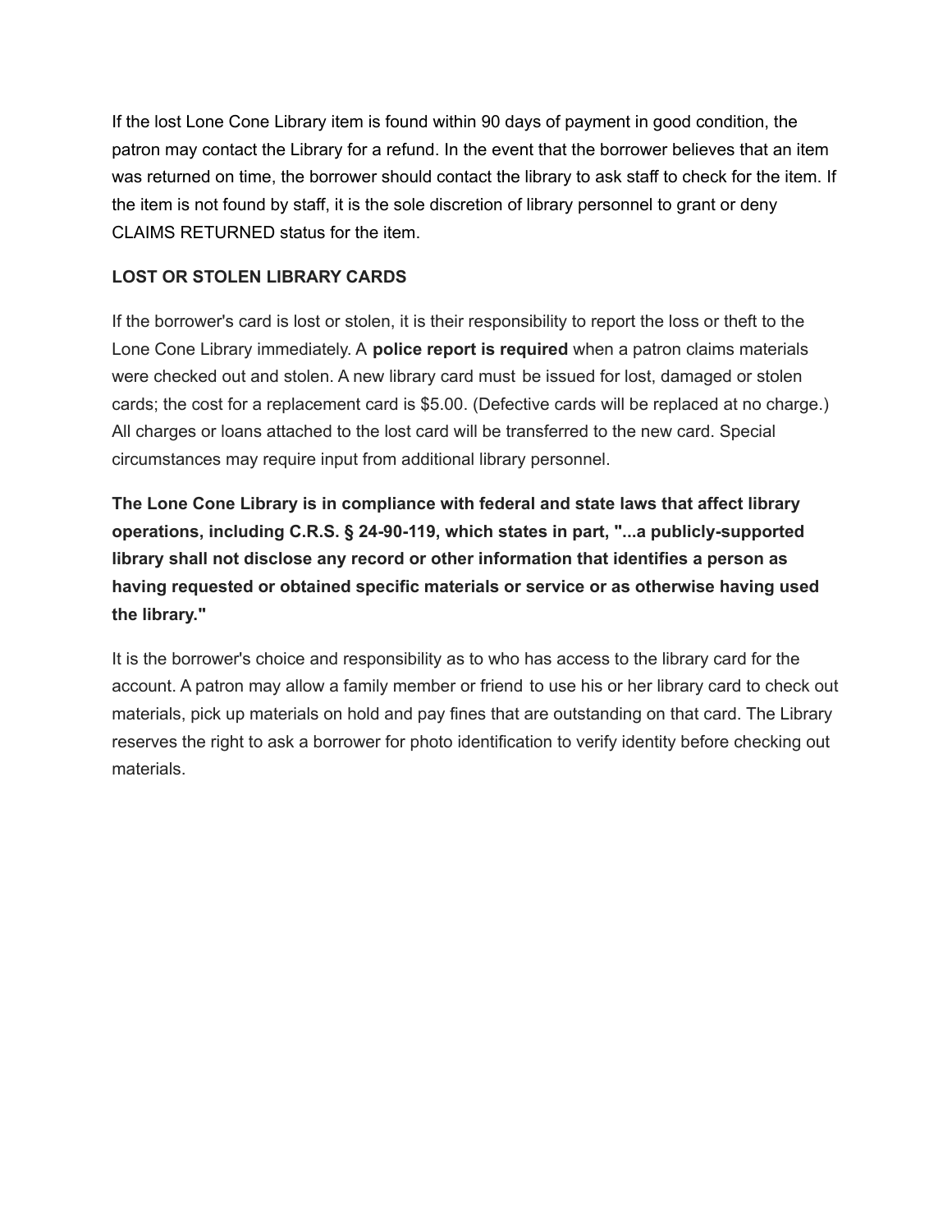If the lost Lone Cone Library item is found within 90 days of payment in good condition, the patron may contact the Library for a refund. In the event that the borrower believes that an item was returned on time, the borrower should contact the library to ask staff to check for the item. If the item is not found by staff, it is the sole discretion of library personnel to grant or deny CLAIMS RETURNED status for the item.

**LOST OR STOLEN LIBRARY CARDS**

If the borrower's card is lost or stolen, it is their responsibility to report the loss or theft to the Lone Cone Library immediately. A **police report is required** when a patron claims materials were checked out and stolen. A new library card must be issued for lost, damaged or stolen cards; the cost for a replacement card is $5.00. (Defective cards will be replaced at no charge.) All charges or loans attached to the lost card will be transferred to the new card. Special circumstances may require input from additional library personnel.

**The Lone Cone Library is in compliance with federal and state laws that affect library operations, including C.R.S. § 24-90-119, which states in part, "...a publicly-supported library shall not disclose any record or other information that identifies a person as having requested or obtained specific materials or service or as otherwise having used the library."**

It is the borrower's choice and responsibility as to who has access to the library card for the account. A patron may allow a family member or friend to use his or her library card to check out materials, pick up materials on hold and pay fines that are outstanding on that card. The Library reserves the right to ask a borrower for photo identification to verify identity before checking out materials.